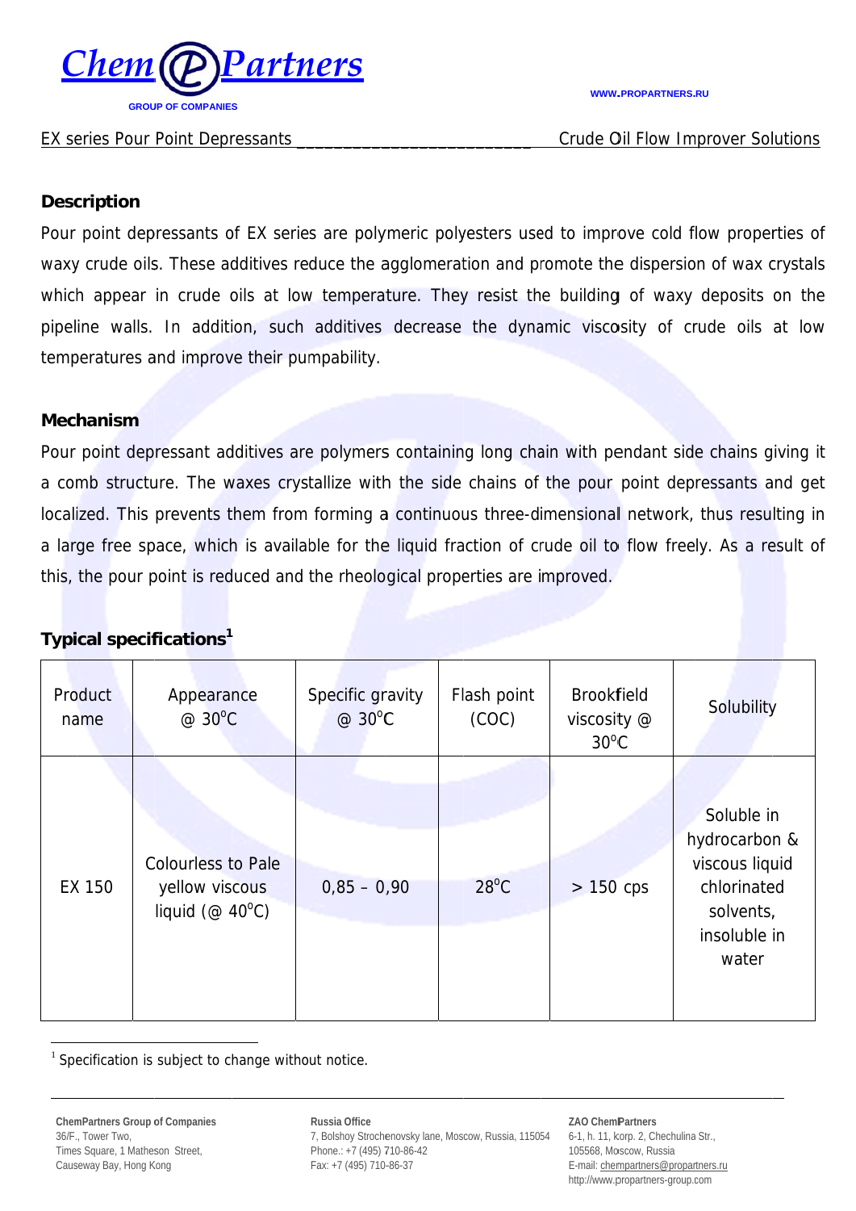EX series Pour Point Depressants ________________________ Crude Oil Flow Improver Solutions

## Description

Pour point depressants of EX series are polymeric polyesters used to improve cold flow properties of waxy crude oils. These additives reduce the agglomeration and promote the dispersion of wax crystals which appear in crude oils at low temperature. They resist the building of waxy deposits on the pipeline walls. In addition, such additives decrease the dynamic viscosity of crude oils at low temperatures and improve their pumpability.

## Mechanism

Pour point depressant additives are polymers containing long chain with pendant side chains giving it a comb structure. The waxes crystallize with the side chains of the pour point depressants and get localized. This prevents them from forming a continuous three-dimensional network, thus resulting in a large free space, which is available for the liquid fraction of crude oil to flow freely. As a result of this, the pour point is reduced and the rheological properties are improved.

## Typical specifications[1]

| Product name | Appearance @ 30°C | Specific gravity @ 30°C | Flash point (COC) | Brookfield viscosity @ 30°C | Solubility |
|---|---|---|---|---|---|
| EX 150 | Colourless to Pale yellow viscous liquid (@ 40°C) | 0,85 – 0,90 | 28°C | > 150 cps | Soluble in hydrocarbon & viscous liquid chlorinated solvents, insoluble in water |

[1] Specification is subject to change without notice.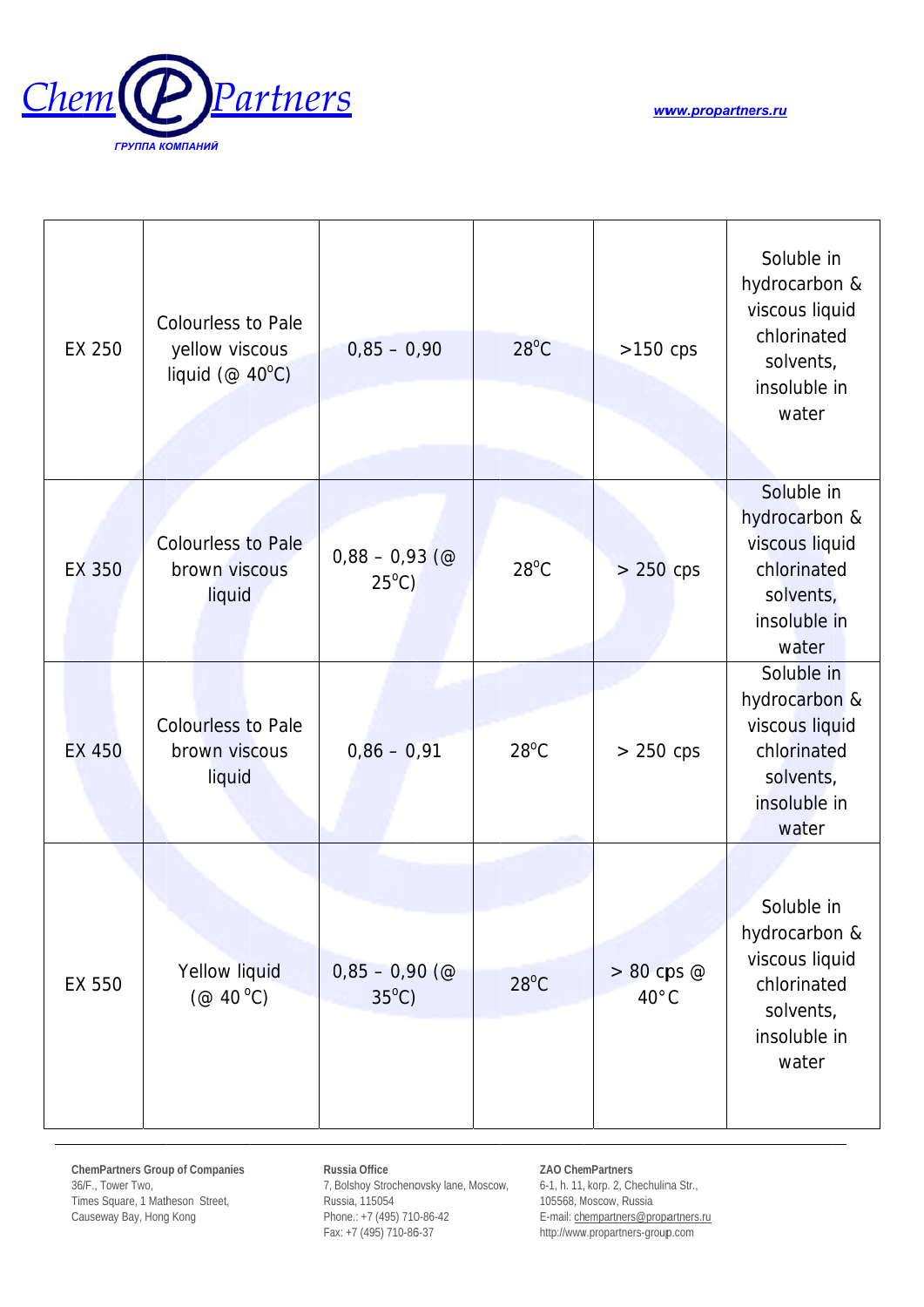| EX 250 | Colourless to Pale yellow viscous liquid (@ 40°C) | 0,85 – 0,90 | 28°C | >150 cps | Soluble in hydrocarbon & viscous liquid chlorinated solvents, insoluble in water |
|---|---|---|---|---|---|
| EX 350 | Colourless to Pale brown viscous liquid | 0,88 – 0,93 (@ 25°C) | 28°C | > 250 cps | Soluble in hydrocarbon & viscous liquid chlorinated solvents, insoluble in water |
| EX 450 | Colourless to Pale brown viscous liquid | 0,86 – 0,91 | 28°C | > 250 cps | Soluble in hydrocarbon & viscous liquid chlorinated solvents, insoluble in water |
| EX 550 | Yellow liquid (@ 40 °C) | 0,85 – 0,90 (@ 35°C) | 28°C | > 80 cps @ 40° C | Soluble in hydrocarbon & viscous liquid chlorinated solvents, insoluble in water |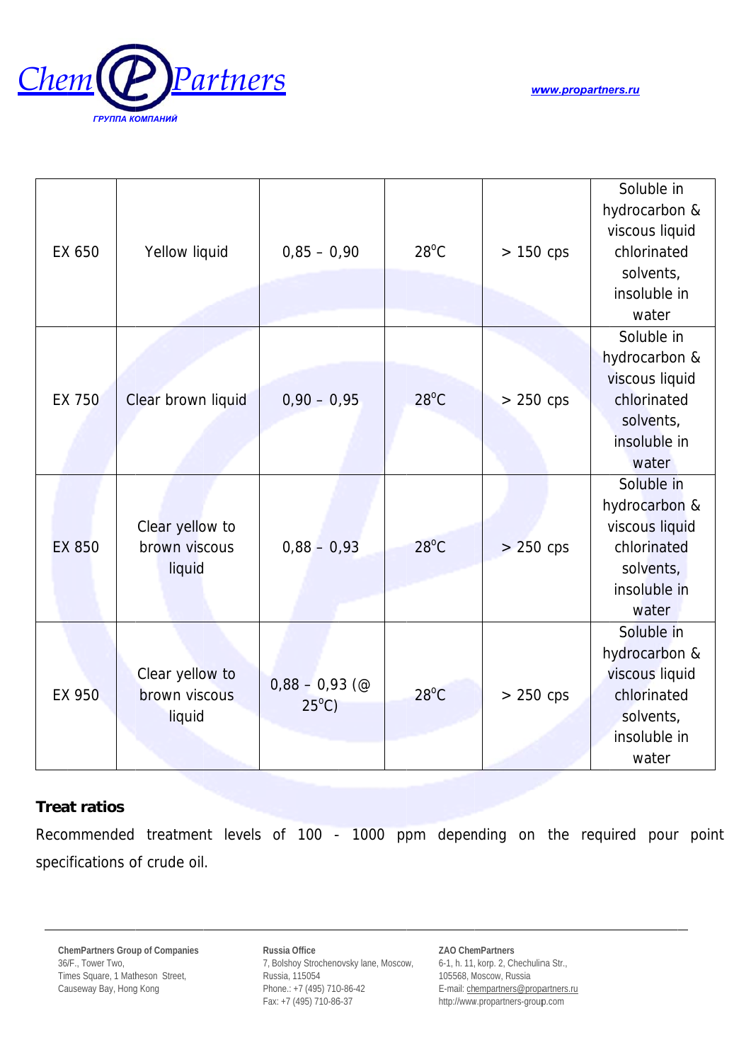| EX 650 | Yellow liquid | 0,85 – 0,90 | 28°C | > 150 cps | Soluble in hydrocarbon & viscous liquid chlorinated solvents, insoluble in water |
|---|---|---|---|---|---|
| EX 750 | Clear brown liquid | 0,90 – 0,95 | 28°C | > 250 cps | Soluble in hydrocarbon & viscous liquid chlorinated solvents, insoluble in water |
| EX 850 | Clear yellow to brown viscous liquid | 0,88 – 0,93 | 28°C | > 250 cps | Soluble in hydrocarbon & viscous liquid chlorinated solvents, insoluble in water |
| EX 950 | Clear yellow to brown viscous liquid | 0,88 – 0,93 (@ 25°C) | 28°C | > 250 cps | Soluble in hydrocarbon & viscous liquid chlorinated solvents, insoluble in water |

**Treat ratios**

Recommended treatment levels of 100 - 1000 ppm depending on the required pour point specifications of crude oil.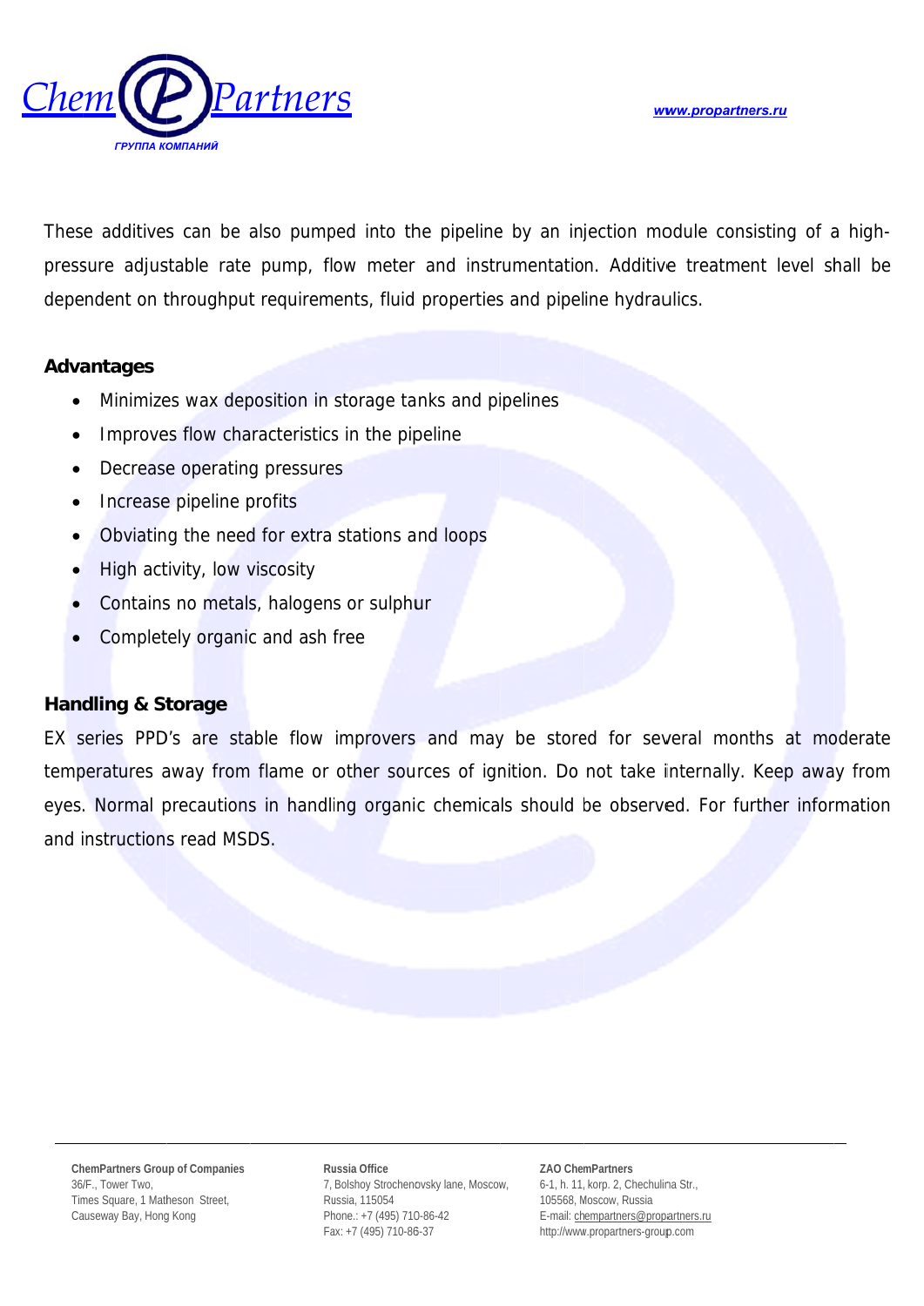These additives can be also pumped into the pipeline by an injection module consisting of a high-pressure adjustable rate pump, flow meter and instrumentation. Additive treatment level shall be dependent on throughput requirements, fluid properties and pipeline hydraulics.

## Advantages

- Minimizes wax deposition in storage tanks and pipelines
- Improves flow characteristics in the pipeline
- Decrease operating pressures
- Increase pipeline profits
- Obviating the need for extra stations and loops
- High activity, low viscosity
- Contains no metals, halogens or sulphur
- Completely organic and ash free

## Handling & Storage

EX series PPD's are stable flow improvers and may be stored for several months at moderate temperatures away from flame or other sources of ignition. Do not take internally. Keep away from eyes. Normal precautions in handling organic chemicals should be observed. For further information and instructions read MSDS.